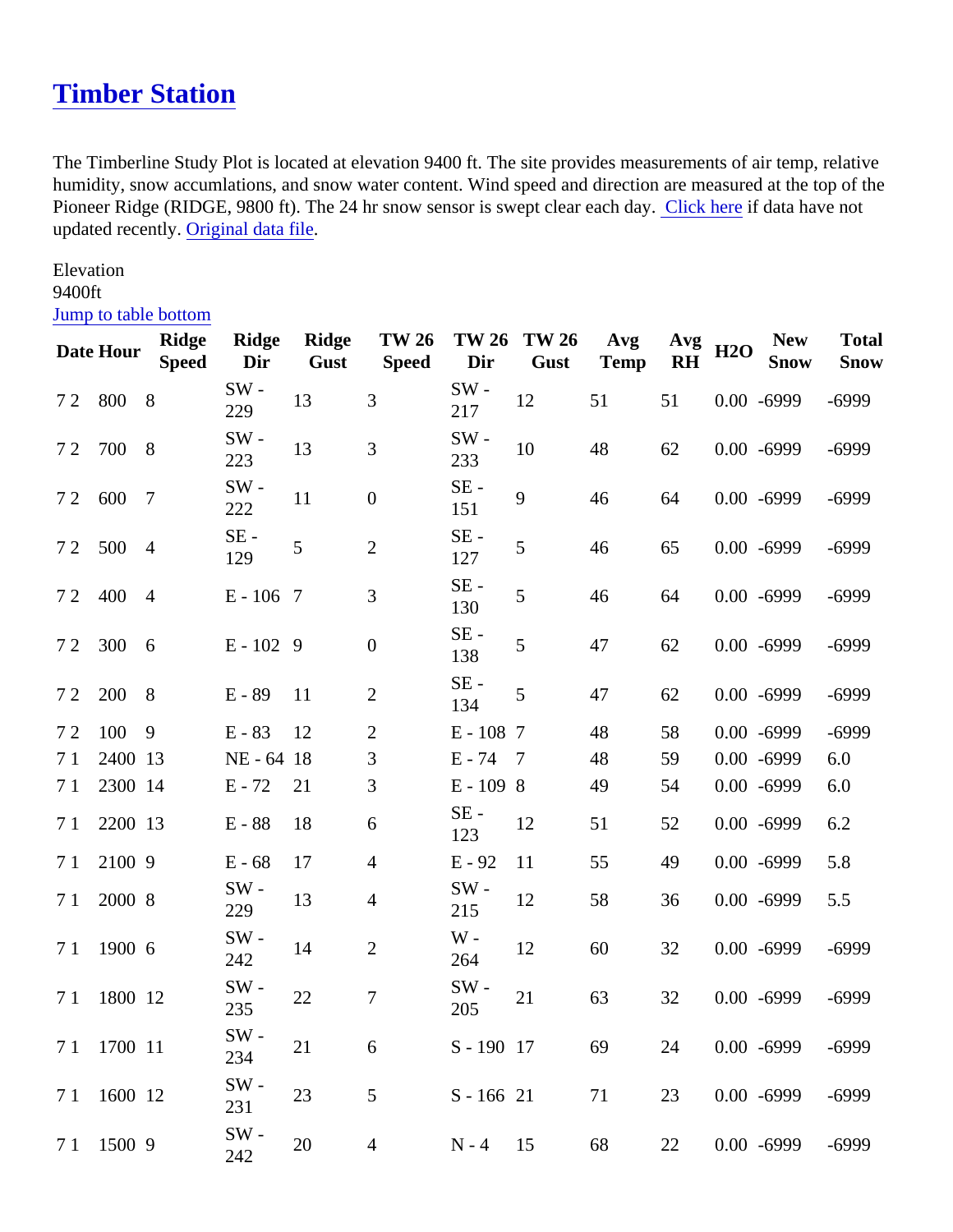# Timber Station

The Timberline Study Plot is located at elevation 9400 ft. The site provides measurements of air temp, relative humidity, snow accumlations, and snow water content. Wind speed and direction are measured at the top of the Pioneer Ridge (RIDGE, 9800 ft). The 24 hr snow sensor is swept clear each day. Click here if data have not updated recently. Original data file.

Elevation
9400ft

Jump to table bottom

| Date | Hour | Ridge Speed | Ridge Dir | Ridge Gust | TW 26 Speed | TW 26 Dir | TW 26 Gust | Avg Temp | Avg RH | H2O | New Snow | Total Snow |
|---|---|---|---|---|---|---|---|---|---|---|---|---|
| 7 2 | 800 | 8 | SW - 229 | 13 | 3 | SW - 217 | 12 | 51 | 51 | 0.00 | -6999 | -6999 |
| 7 2 | 700 | 8 | SW - 223 | 13 | 3 | SW - 233 | 10 | 48 | 62 | 0.00 | -6999 | -6999 |
| 7 2 | 600 | 7 | SW - 222 | 11 | 0 | SE - 151 | 9 | 46 | 64 | 0.00 | -6999 | -6999 |
| 7 2 | 500 | 4 | SE - 129 | 5 | 2 | SE - 127 | 5 | 46 | 65 | 0.00 | -6999 | -6999 |
| 7 2 | 400 | 4 | E - 106 | 7 | 3 | SE - 130 | 5 | 46 | 64 | 0.00 | -6999 | -6999 |
| 7 2 | 300 | 6 | E - 102 | 9 | 0 | SE - 138 | 5 | 47 | 62 | 0.00 | -6999 | -6999 |
| 7 2 | 200 | 8 | E - 89 | 11 | 2 | SE - 134 | 5 | 47 | 62 | 0.00 | -6999 | -6999 |
| 7 2 | 100 | 9 | E - 83 | 12 | 2 | E - 108 | 7 | 48 | 58 | 0.00 | -6999 | -6999 |
| 7 1 | 2400 | 13 | NE - 64 | 18 | 3 | E - 74 | 7 | 48 | 59 | 0.00 | -6999 | 6.0 |
| 7 1 | 2300 | 14 | E - 72 | 21 | 3 | E - 109 | 8 | 49 | 54 | 0.00 | -6999 | 6.0 |
| 7 1 | 2200 | 13 | E - 88 | 18 | 6 | SE - 123 | 12 | 51 | 52 | 0.00 | -6999 | 6.2 |
| 7 1 | 2100 | 9 | E - 68 | 17 | 4 | E - 92 | 11 | 55 | 49 | 0.00 | -6999 | 5.8 |
| 7 1 | 2000 | 8 | SW - 229 | 13 | 4 | SW - 215 | 12 | 58 | 36 | 0.00 | -6999 | 5.5 |
| 7 1 | 1900 | 6 | SW - 242 | 14 | 2 | W - 264 | 12 | 60 | 32 | 0.00 | -6999 | -6999 |
| 7 1 | 1800 | 12 | SW - 235 | 22 | 7 | SW - 205 | 21 | 63 | 32 | 0.00 | -6999 | -6999 |
| 7 1 | 1700 | 11 | SW - 234 | 21 | 6 | S - 190 | 17 | 69 | 24 | 0.00 | -6999 | -6999 |
| 7 1 | 1600 | 12 | SW - 231 | 23 | 5 | S - 166 | 21 | 71 | 23 | 0.00 | -6999 | -6999 |
| 7 1 | 1500 | 9 | SW - 242 | 20 | 4 | N - 4 | 15 | 68 | 22 | 0.00 | -6999 | -6999 |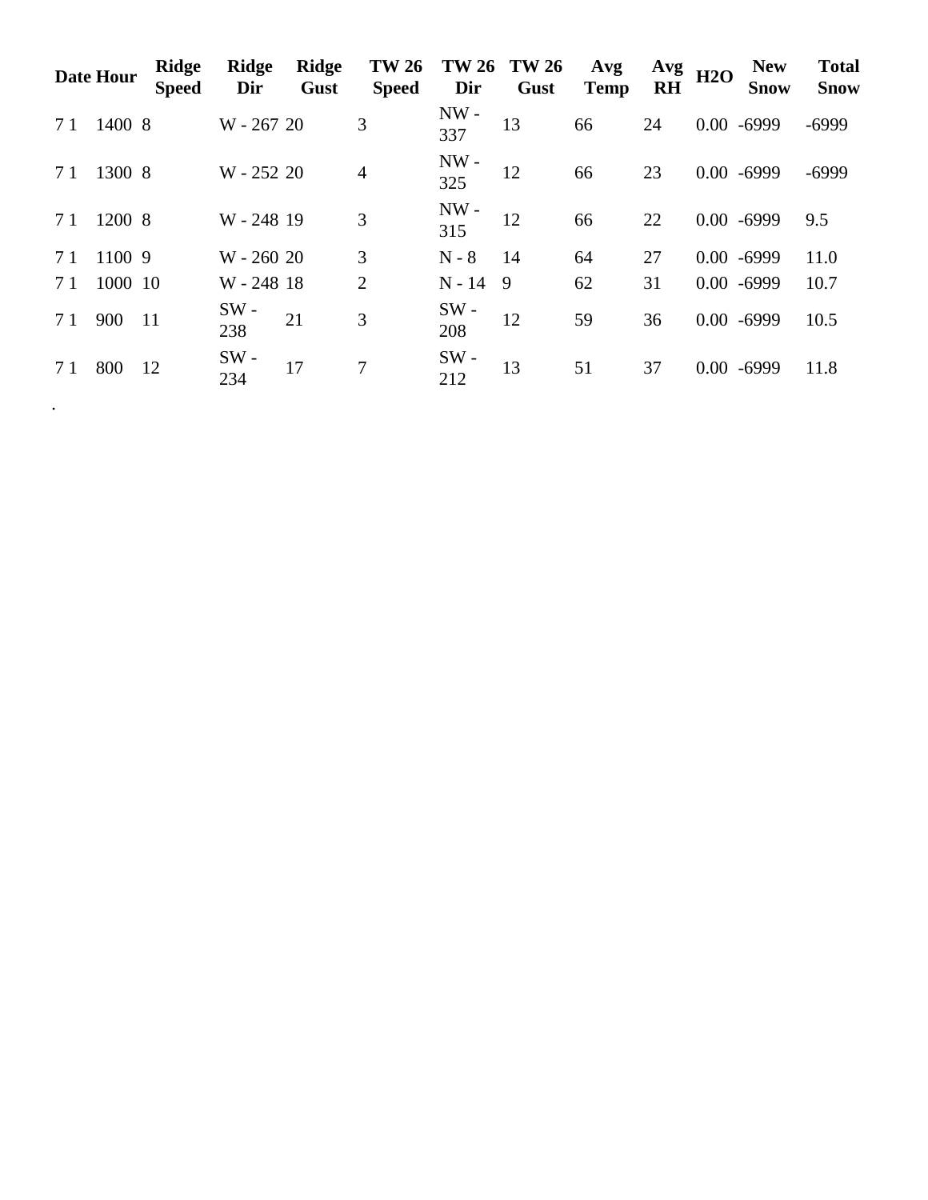| Date | Hour | Ridge Speed | Ridge Dir | Ridge Gust | TW 26 Speed | TW 26 Dir | TW 26 Gust | Avg Temp | Avg RH | H2O | New Snow | Total Snow |
|---|---|---|---|---|---|---|---|---|---|---|---|---|
| 7 1 | 1400 | 8 | W - 267 | 20 | 3 | NW - 337 | 13 | 66 | 24 | 0.00 | -6999 | -6999 |
| 7 1 | 1300 | 8 | W - 252 | 20 | 4 | NW - 325 | 12 | 66 | 23 | 0.00 | -6999 | -6999 |
| 7 1 | 1200 | 8 | W - 248 | 19 | 3 | NW - 315 | 12 | 66 | 22 | 0.00 | -6999 | 9.5 |
| 7 1 | 1100 | 9 | W - 260 | 20 | 3 | N - 8 | 14 | 64 | 27 | 0.00 | -6999 | 11.0 |
| 7 1 | 1000 | 10 | W - 248 | 18 | 2 | N - 14 | 9 | 62 | 31 | 0.00 | -6999 | 10.7 |
| 7 1 | 900 | 11 | SW - 238 | 21 | 3 | SW - 208 | 12 | 59 | 36 | 0.00 | -6999 | 10.5 |
| 7 1 | 800 | 12 | SW - 234 | 17 | 7 | SW - 212 | 13 | 51 | 37 | 0.00 | -6999 | 11.8 |

.